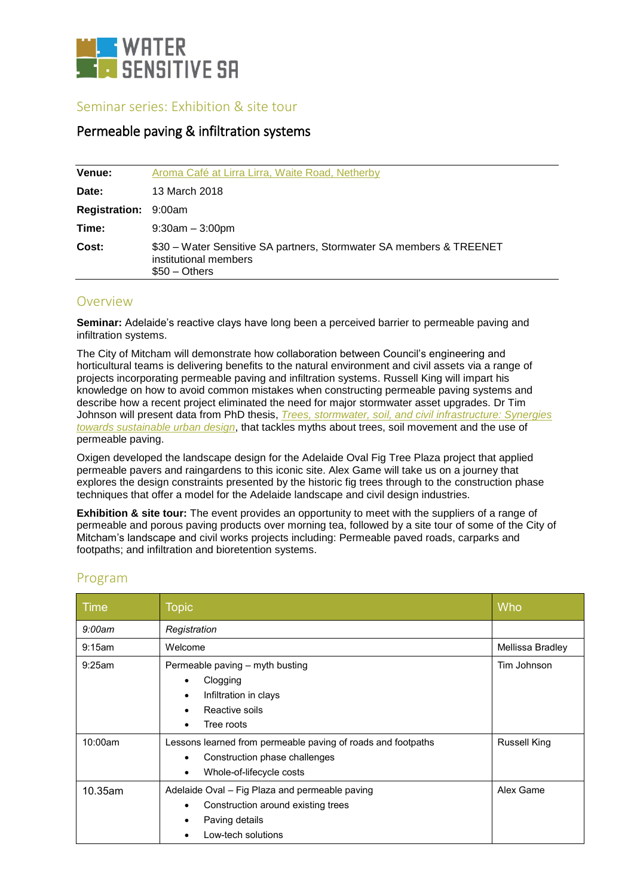# WATER SENSITIVE SA

## Seminar series: Exhibition & site tour

### Permeable paving & infiltration systems

| | |
|---|---|
| **Venue:** | Aroma Café at Lirra Lirra, Waite Road, Netherby |
| **Date:** | 13 March 2018 |
| **Registration:** | 9:00am |
| **Time:** | 9:30am – 3:00pm |
| **Cost:** | $30 – Water Sensitive SA partners, Stormwater SA members & TREENET institutional members<br>$50 – Others |

## Overview

**Seminar:** Adelaide's reactive clays have long been a perceived barrier to permeable paving and infiltration systems.

The City of Mitcham will demonstrate how collaboration between Council's engineering and horticultural teams is delivering benefits to the natural environment and civil assets via a range of projects incorporating permeable paving and infiltration systems. Russell King will impart his knowledge on how to avoid common mistakes when constructing permeable paving systems and describe how a recent project eliminated the need for major stormwater asset upgrades. Dr Tim Johnson will present data from PhD thesis, *Trees, stormwater, soil, and civil infrastructure: Synergies towards sustainable urban design*, that tackles myths about trees, soil movement and the use of permeable paving.

Oxigen developed the landscape design for the Adelaide Oval Fig Tree Plaza project that applied permeable pavers and raingardens to this iconic site. Alex Game will take us on a journey that explores the design constraints presented by the historic fig trees through to the construction phase techniques that offer a model for the Adelaide landscape and civil design industries.

**Exhibition & site tour:** The event provides an opportunity to meet with the suppliers of a range of permeable and porous paving products over morning tea, followed by a site tour of some of the City of Mitcham's landscape and civil works projects including: Permeable paved roads, carparks and footpaths; and infiltration and bioretention systems.

## Program

| Time | Topic | Who |
|---|---|---|
| *9:00am* | *Registration* | |
| 9:15am | Welcome | Mellissa Bradley |
| 9:25am | Permeable paving – myth busting<br>• Clogging<br>• Infiltration in clays<br>• Reactive soils<br>• Tree roots | Tim Johnson |
| 10:00am | Lessons learned from permeable paving of roads and footpaths<br>• Construction phase challenges<br>• Whole-of-lifecycle costs | Russell King |
| 10.35am | Adelaide Oval – Fig Plaza and permeable paving<br>• Construction around existing trees<br>• Paving details<br>• Low-tech solutions | Alex Game |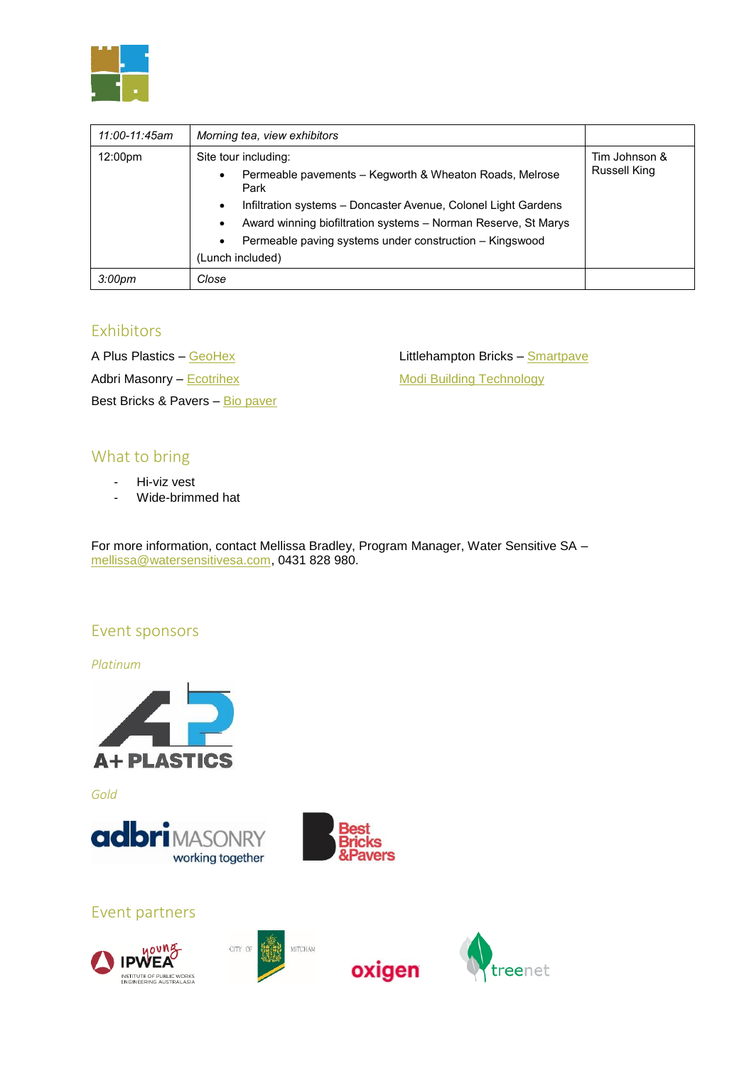| *11:00-11:45am* | *Morning tea, view exhibitors* | |
|---|---|---|
| 12:00pm | Site tour including:<br>• Permeable pavements – Kegworth & Wheaton Roads, Melrose Park<br>• Infiltration systems – Doncaster Avenue, Colonel Light Gardens<br>• Award winning biofiltration systems – Norman Reserve, St Marys<br>• Permeable paving systems under construction – Kingswood<br>(Lunch included) | Tim Johnson & Russell King |
| *3:00pm* | *Close* | |

## Exhibitors

A Plus Plastics – GeoHex

Adbri Masonry – Ecotrihex

Best Bricks & Pavers – Bio paver

Littlehampton Bricks – Smartpave

Modi Building Technology

## What to bring

- Hi-viz vest
- Wide-brimmed hat

For more information, contact Mellissa Bradley, Program Manager, Water Sensitive SA – mellissa@watersensitivesa.com, 0431 828 980.

## Event sponsors

*Platinum*

A+ PLASTICS

*Gold*

adbri MASONRY working together

Best Bricks &Pavers

## Event partners

young IPWEA INSTITUTE OF PUBLIC WORKS ENGINEERING AUSTRALASIA

CITY OF MITCHAM

oxigen

treenet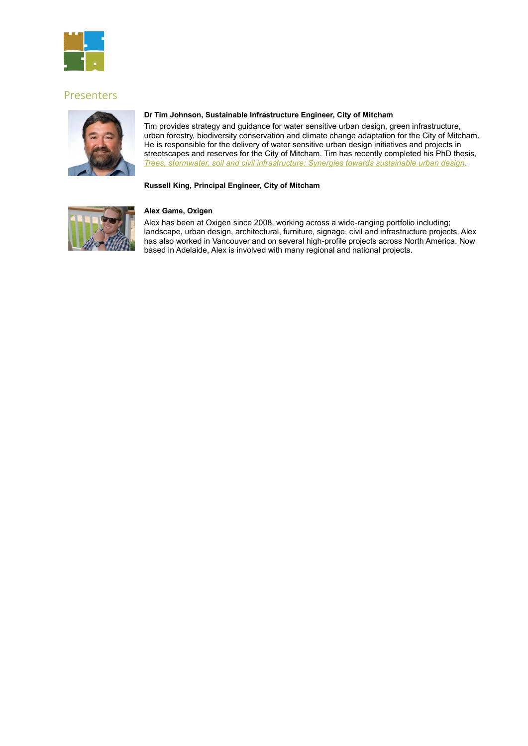## Presenters

**Dr Tim Johnson, Sustainable Infrastructure Engineer, City of Mitcham**

Tim provides strategy and guidance for water sensitive urban design, green infrastructure, urban forestry, biodiversity conservation and climate change adaptation for the City of Mitcham. He is responsible for the delivery of water sensitive urban design initiatives and projects in streetscapes and reserves for the City of Mitcham. Tim has recently completed his PhD thesis, *Trees, stormwater, soil and civil infrastructure: Synergies towards sustainable urban design*.

**Russell King, Principal Engineer, City of Mitcham**

**Alex Game, Oxigen**

Alex has been at Oxigen since 2008, working across a wide-ranging portfolio including; landscape, urban design, architectural, furniture, signage, civil and infrastructure projects. Alex has also worked in Vancouver and on several high-profile projects across North America. Now based in Adelaide, Alex is involved with many regional and national projects.